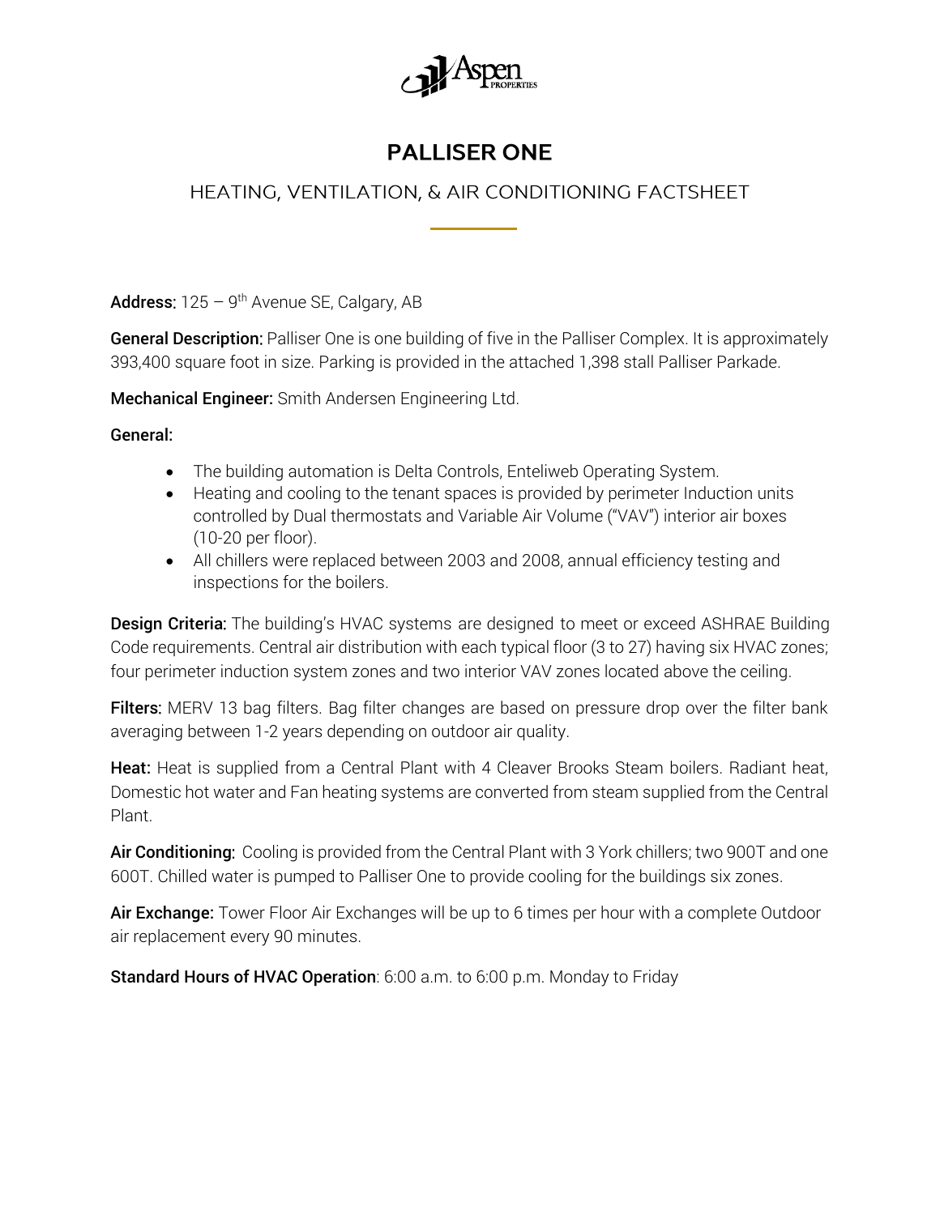# PALLISER ONE

## HEATING, VENTILATION, & AIR CONDITIONING FACTSHEET

**Address:** 125 – 9th Avenue SE, Calgary, AB

**General Description:** Palliser One is one building of five in the Palliser Complex. It is approximately 393,400 square foot in size. Parking is provided in the attached 1,398 stall Palliser Parkade.

**Mechanical Engineer:** Smith Andersen Engineering Ltd.

**General:**

- The building automation is Delta Controls, Enteliweb Operating System.
- Heating and cooling to the tenant spaces is provided by perimeter Induction units controlled by Dual thermostats and Variable Air Volume ("VAV") interior air boxes (10-20 per floor).
- All chillers were replaced between 2003 and 2008, annual efficiency testing and inspections for the boilers.

**Design Criteria:** The building's HVAC systems are designed to meet or exceed ASHRAE Building Code requirements. Central air distribution with each typical floor (3 to 27) having six HVAC zones; four perimeter induction system zones and two interior VAV zones located above the ceiling.

**Filters:** MERV 13 bag filters. Bag filter changes are based on pressure drop over the filter bank averaging between 1-2 years depending on outdoor air quality.

**Heat:** Heat is supplied from a Central Plant with 4 Cleaver Brooks Steam boilers. Radiant heat, Domestic hot water and Fan heating systems are converted from steam supplied from the Central Plant.

**Air Conditioning:** Cooling is provided from the Central Plant with 3 York chillers; two 900T and one 600T. Chilled water is pumped to Palliser One to provide cooling for the buildings six zones.

**Air Exchange:** Tower Floor Air Exchanges will be up to 6 times per hour with a complete Outdoor air replacement every 90 minutes.

**Standard Hours of HVAC Operation**: 6:00 a.m. to 6:00 p.m. Monday to Friday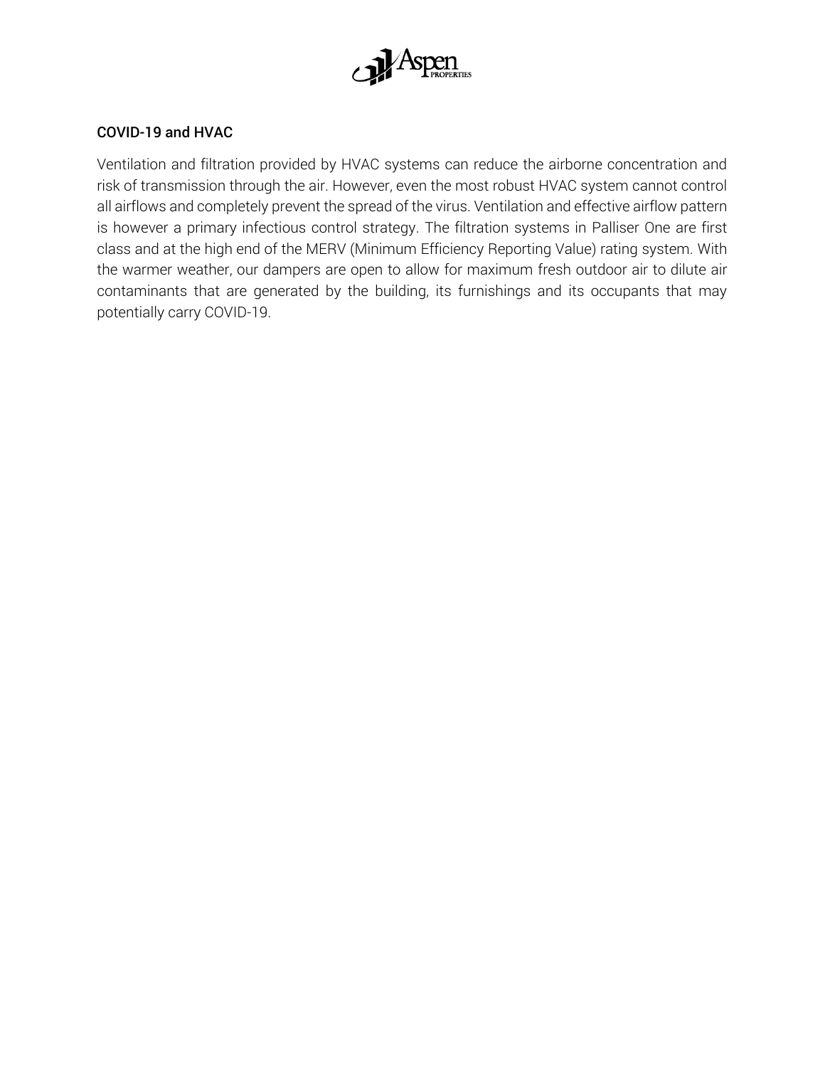## COVID-19 and HVAC

Ventilation and filtration provided by HVAC systems can reduce the airborne concentration and risk of transmission through the air. However, even the most robust HVAC system cannot control all airflows and completely prevent the spread of the virus. Ventilation and effective airflow pattern is however a primary infectious control strategy. The filtration systems in Palliser One are first class and at the high end of the MERV (Minimum Efficiency Reporting Value) rating system. With the warmer weather, our dampers are open to allow for maximum fresh outdoor air to dilute air contaminants that are generated by the building, its furnishings and its occupants that may potentially carry COVID-19.